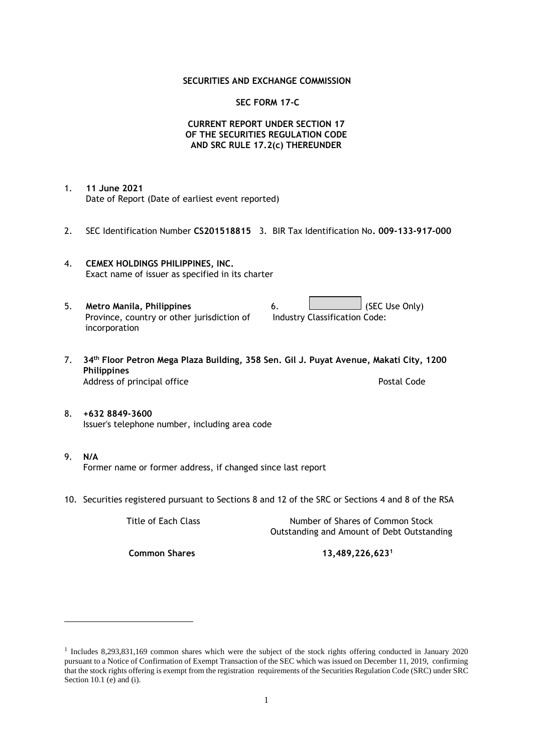**SECURITIES AND EXCHANGE COMMISSION**

**SEC FORM 17-C**

**CURRENT REPORT UNDER SECTION 17**
**OF THE SECURITIES REGULATION CODE**
**AND SRC RULE 17.2(c) THEREUNDER**

1. **11 June 2021**
   Date of Report (Date of earliest event reported)

2. SEC Identification Number **CS201518815** 3. BIR Tax Identification No**. 009-133-917-000**

4. **CEMEX HOLDINGS PHILIPPINES, INC.**
   Exact name of issuer as specified in its charter

5. **Metro Manila, Philippines**
   Province, country or other jurisdiction of incorporation

6. (SEC Use Only)
   Industry Classification Code:

7. **34th Floor Petron Mega Plaza Building, 358 Sen. Gil J. Puyat Avenue, Makati City, 1200 Philippines**
   Address of principal office Postal Code

8. **+632 8849-3600**
   Issuer's telephone number, including area code

9. **N/A**
   Former name or former address, if changed since last report

10. Securities registered pursuant to Sections 8 and 12 of the SRC or Sections 4 and 8 of the RSA

| Title of Each Class | Number of Shares of Common Stock Outstanding and Amount of Debt Outstanding |
|---|---|
| **Common Shares** | **13,489,226,623**[1] |

[1] Includes 8,293,831,169 common shares which were the subject of the stock rights offering conducted in January 2020 pursuant to a Notice of Confirmation of Exempt Transaction of the SEC which was issued on December 11, 2019, confirming that the stock rights offering is exempt from the registration requirements of the Securities Regulation Code (SRC) under SRC Section 10.1 (e) and (i).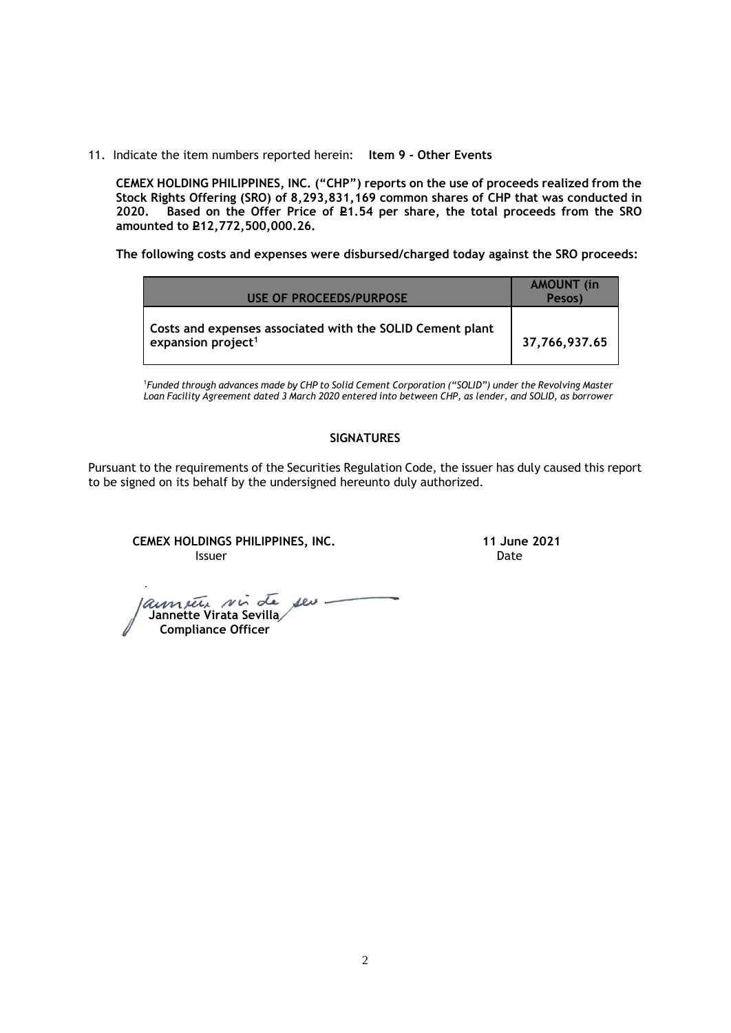11. Indicate the item numbers reported herein: **Item 9 - Other Events**

**CEMEX HOLDING PHILIPPINES, INC. (“CHP”) reports on the use of proceeds realized from the Stock Rights Offering (SRO) of 8,293,831,169 common shares of CHP that was conducted in 2020. Based on the Offer Price of ₱1.54 per share, the total proceeds from the SRO amounted to ₱12,772,500,000.26.**

**The following costs and expenses were disbursed/charged today against the SRO proceeds:**

| USE OF PROCEEDS/PURPOSE | AMOUNT (in Pesos) |
|---|---|
| Costs and expenses associated with the SOLID Cement plant expansion project[1] | 37,766,937.65 |

[1]*Funded through advances made by CHP to Solid Cement Corporation (“SOLID”) under the Revolving Master Loan Facility Agreement dated 3 March 2020 entered into between CHP, as lender, and SOLID, as borrower*

**SIGNATURES**

Pursuant to the requirements of the Securities Regulation Code, the issuer has duly caused this report to be signed on its behalf by the undersigned hereunto duly authorized.

**CEMEX HOLDINGS PHILIPPINES, INC.**
Issuer

**11 June 2021**
Date

**Jannette Virata Sevilla**
**Compliance Officer**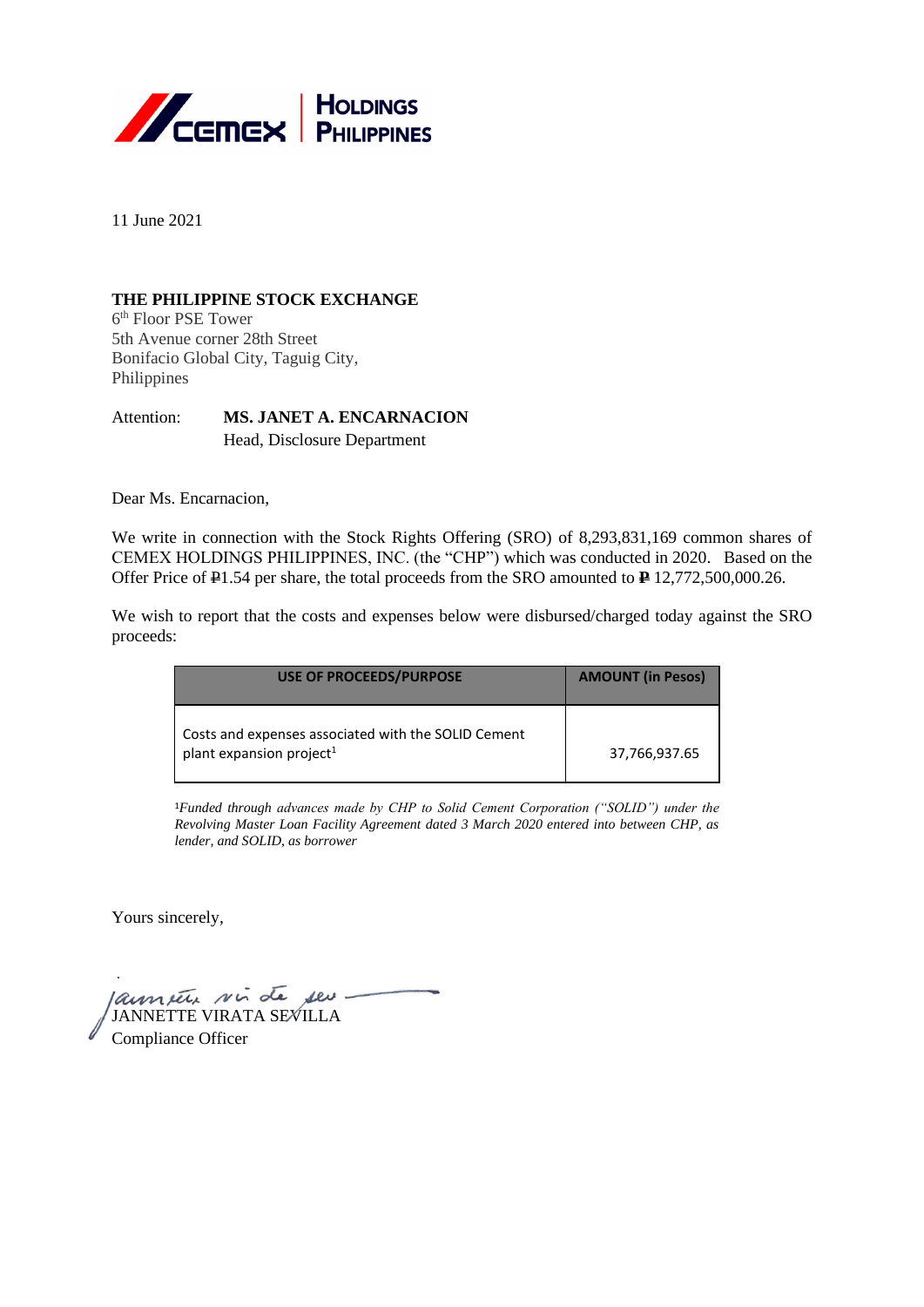CEMEX HOLDINGS PHILIPPINES

11 June 2021

**THE PHILIPPINE STOCK EXCHANGE**
6th Floor PSE Tower
5th Avenue corner 28th Street
Bonifacio Global City, Taguig City,
Philippines

Attention: **MS. JANET A. ENCARNACION**
Head, Disclosure Department

Dear Ms. Encarnacion,

We write in connection with the Stock Rights Offering (SRO) of 8,293,831,169 common shares of CEMEX HOLDINGS PHILIPPINES, INC. (the "CHP") which was conducted in 2020. Based on the Offer Price of ₱1.54 per share, the total proceeds from the SRO amounted to ₱ 12,772,500,000.26.

We wish to report that the costs and expenses below were disbursed/charged today against the SRO proceeds:

| USE OF PROCEEDS/PURPOSE | AMOUNT (in Pesos) |
|---|---|
| Costs and expenses associated with the SOLID Cement plant expansion project[1] | 37,766,937.65 |

[1]*Funded through advances made by CHP to Solid Cement Corporation ("SOLID") under the Revolving Master Loan Facility Agreement dated 3 March 2020 entered into between CHP, as lender, and SOLID, as borrower*

Yours sincerely,

JANNETTE VIRATA SEVILLA
Compliance Officer